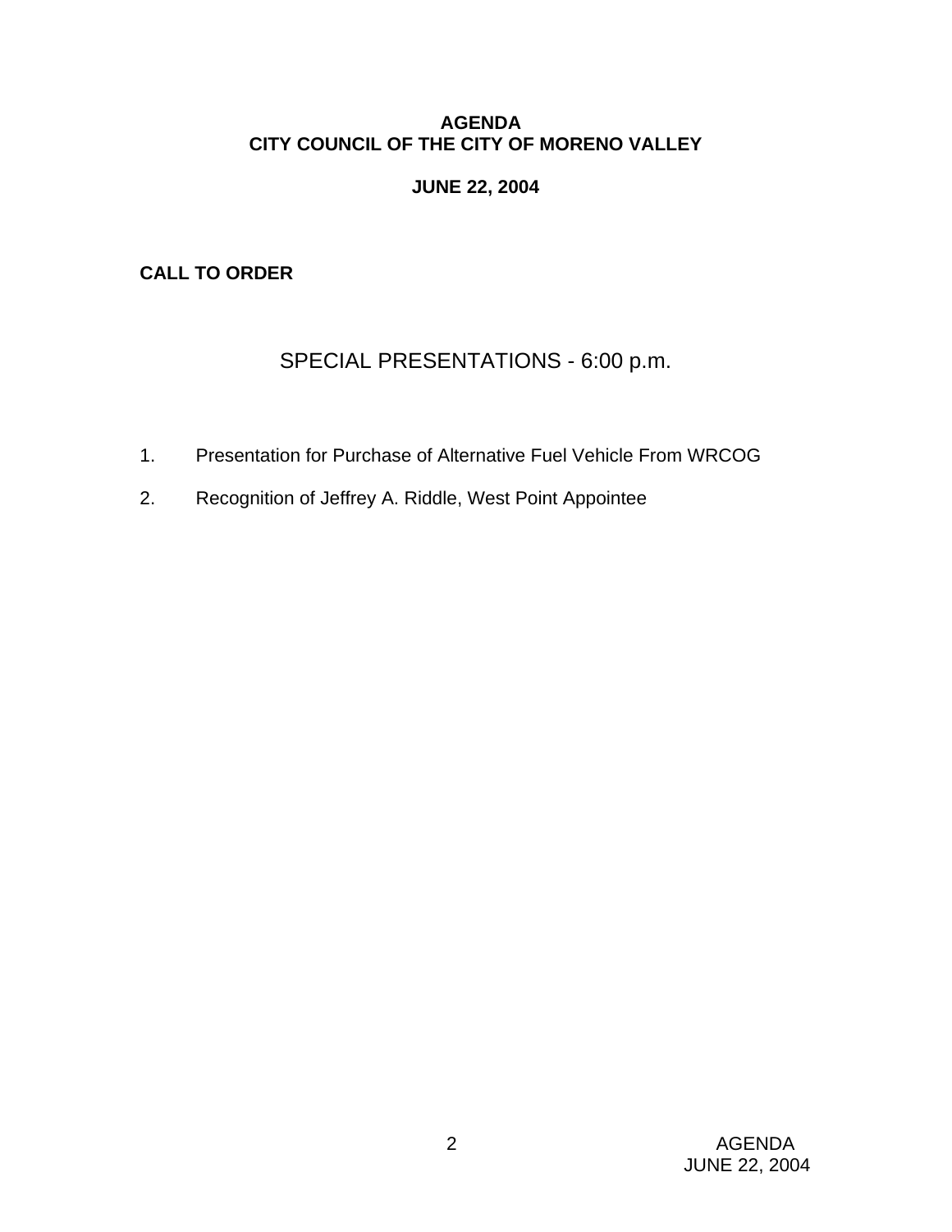# AGENDA
# CITY COUNCIL OF THE CITY OF MORENO VALLEY

## JUNE 22, 2004

**CALL TO ORDER**

## SPECIAL PRESENTATIONS - 6:00 p.m.

1. Presentation for Purchase of Alternative Fuel Vehicle From WRCOG
2. Recognition of Jeffrey A. Riddle, West Point Appointee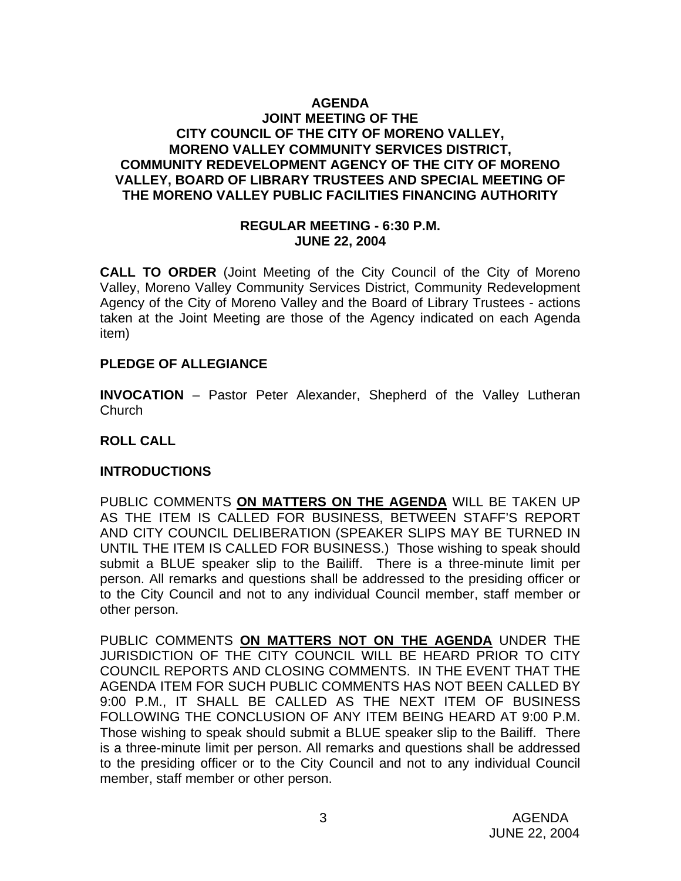# AGENDA
## JOINT MEETING OF THE CITY COUNCIL OF THE CITY OF MORENO VALLEY, MORENO VALLEY COMMUNITY SERVICES DISTRICT, COMMUNITY REDEVELOPMENT AGENCY OF THE CITY OF MORENO VALLEY, BOARD OF LIBRARY TRUSTEES AND SPECIAL MEETING OF THE MORENO VALLEY PUBLIC FACILITIES FINANCING AUTHORITY

### REGULAR MEETING - 6:30 P.M.
### JUNE 22, 2004

**CALL TO ORDER** (Joint Meeting of the City Council of the City of Moreno Valley, Moreno Valley Community Services District, Community Redevelopment Agency of the City of Moreno Valley and the Board of Library Trustees - actions taken at the Joint Meeting are those of the Agency indicated on each Agenda item)

**PLEDGE OF ALLEGIANCE**

**INVOCATION** – Pastor Peter Alexander, Shepherd of the Valley Lutheran Church

**ROLL CALL**

**INTRODUCTIONS**

PUBLIC COMMENTS **ON MATTERS ON THE AGENDA** WILL BE TAKEN UP AS THE ITEM IS CALLED FOR BUSINESS, BETWEEN STAFF'S REPORT AND CITY COUNCIL DELIBERATION (SPEAKER SLIPS MAY BE TURNED IN UNTIL THE ITEM IS CALLED FOR BUSINESS.) Those wishing to speak should submit a BLUE speaker slip to the Bailiff. There is a three-minute limit per person. All remarks and questions shall be addressed to the presiding officer or to the City Council and not to any individual Council member, staff member or other person.

PUBLIC COMMENTS **ON MATTERS NOT ON THE AGENDA** UNDER THE JURISDICTION OF THE CITY COUNCIL WILL BE HEARD PRIOR TO CITY COUNCIL REPORTS AND CLOSING COMMENTS. IN THE EVENT THAT THE AGENDA ITEM FOR SUCH PUBLIC COMMENTS HAS NOT BEEN CALLED BY 9:00 P.M., IT SHALL BE CALLED AS THE NEXT ITEM OF BUSINESS FOLLOWING THE CONCLUSION OF ANY ITEM BEING HEARD AT 9:00 P.M. Those wishing to speak should submit a BLUE speaker slip to the Bailiff. There is a three-minute limit per person. All remarks and questions shall be addressed to the presiding officer or to the City Council and not to any individual Council member, staff member or other person.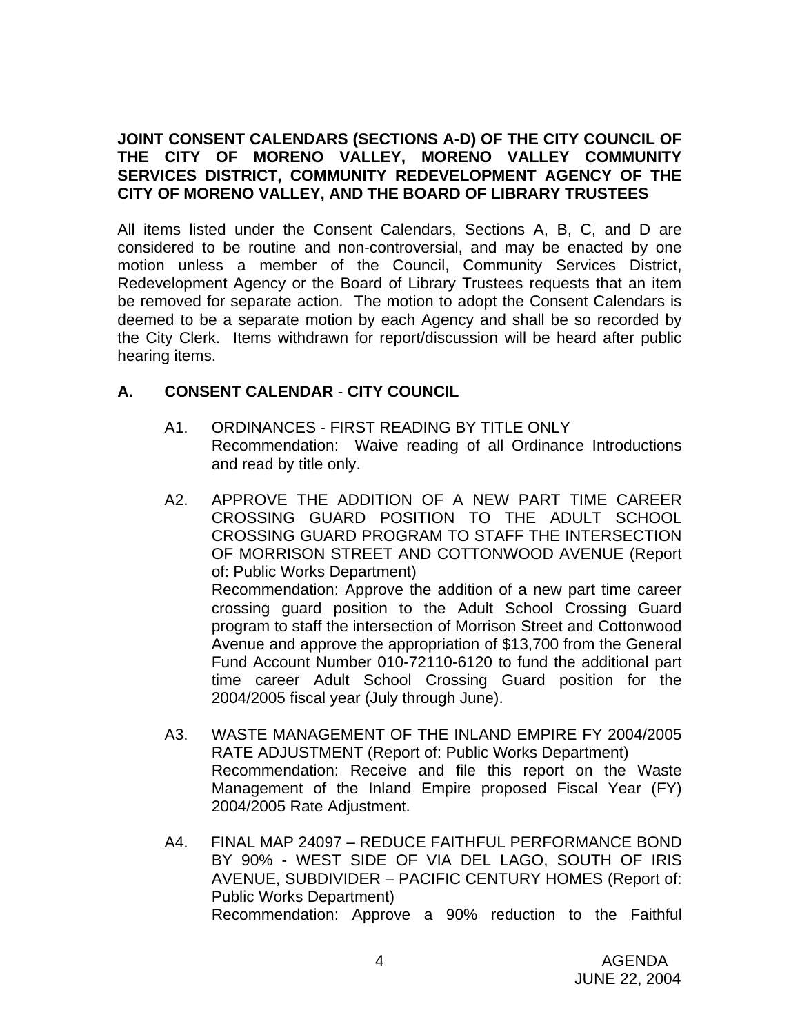**JOINT CONSENT CALENDARS (SECTIONS A-D) OF THE CITY COUNCIL OF THE CITY OF MORENO VALLEY, MORENO VALLEY COMMUNITY SERVICES DISTRICT, COMMUNITY REDEVELOPMENT AGENCY OF THE CITY OF MORENO VALLEY, AND THE BOARD OF LIBRARY TRUSTEES**

All items listed under the Consent Calendars, Sections A, B, C, and D are considered to be routine and non-controversial, and may be enacted by one motion unless a member of the Council, Community Services District, Redevelopment Agency or the Board of Library Trustees requests that an item be removed for separate action. The motion to adopt the Consent Calendars is deemed to be a separate motion by each Agency and shall be so recorded by the City Clerk. Items withdrawn for report/discussion will be heard after public hearing items.

## A. CONSENT CALENDAR - CITY COUNCIL

A1. ORDINANCES - FIRST READING BY TITLE ONLY
Recommendation: Waive reading of all Ordinance Introductions and read by title only.

A2. APPROVE THE ADDITION OF A NEW PART TIME CAREER CROSSING GUARD POSITION TO THE ADULT SCHOOL CROSSING GUARD PROGRAM TO STAFF THE INTERSECTION OF MORRISON STREET AND COTTONWOOD AVENUE (Report of: Public Works Department)
Recommendation: Approve the addition of a new part time career crossing guard position to the Adult School Crossing Guard program to staff the intersection of Morrison Street and Cottonwood Avenue and approve the appropriation of $13,700 from the General Fund Account Number 010-72110-6120 to fund the additional part time career Adult School Crossing Guard position for the 2004/2005 fiscal year (July through June).

A3. WASTE MANAGEMENT OF THE INLAND EMPIRE FY 2004/2005 RATE ADJUSTMENT (Report of: Public Works Department)
Recommendation: Receive and file this report on the Waste Management of the Inland Empire proposed Fiscal Year (FY) 2004/2005 Rate Adjustment.

A4. FINAL MAP 24097 – REDUCE FAITHFUL PERFORMANCE BOND BY 90% - WEST SIDE OF VIA DEL LAGO, SOUTH OF IRIS AVENUE, SUBDIVIDER – PACIFIC CENTURY HOMES (Report of: Public Works Department)
Recommendation: Approve a 90% reduction to the Faithful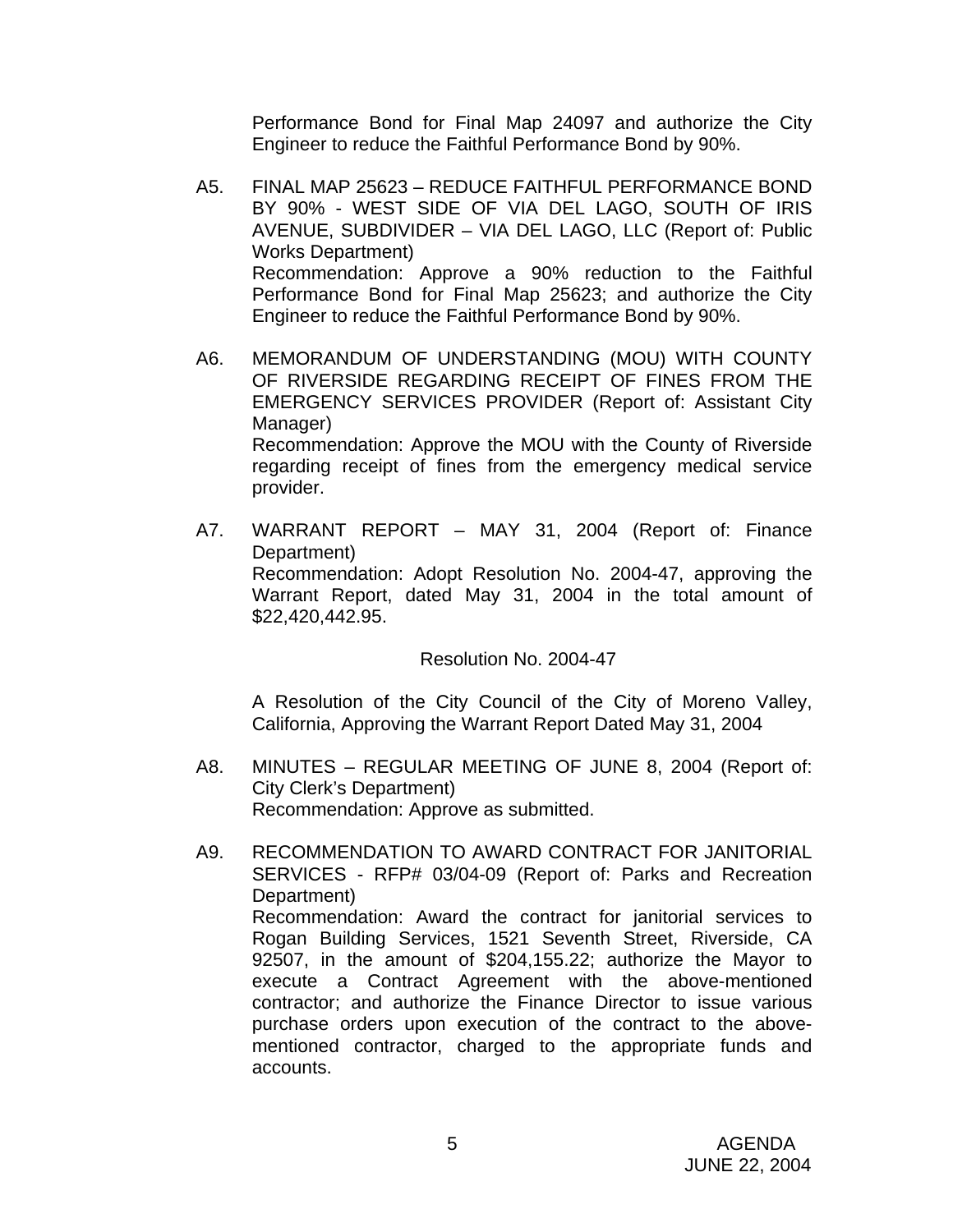Performance Bond for Final Map 24097 and authorize the City Engineer to reduce the Faithful Performance Bond by 90%.

A5. FINAL MAP 25623 – REDUCE FAITHFUL PERFORMANCE BOND BY 90% - WEST SIDE OF VIA DEL LAGO, SOUTH OF IRIS AVENUE, SUBDIVIDER – VIA DEL LAGO, LLC (Report of: Public Works Department)
Recommendation: Approve a 90% reduction to the Faithful Performance Bond for Final Map 25623; and authorize the City Engineer to reduce the Faithful Performance Bond by 90%.

A6. MEMORANDUM OF UNDERSTANDING (MOU) WITH COUNTY OF RIVERSIDE REGARDING RECEIPT OF FINES FROM THE EMERGENCY SERVICES PROVIDER (Report of: Assistant City Manager)
Recommendation: Approve the MOU with the County of Riverside regarding receipt of fines from the emergency medical service provider.

A7. WARRANT REPORT – MAY 31, 2004 (Report of: Finance Department)
Recommendation: Adopt Resolution No. 2004-47, approving the Warrant Report, dated May 31, 2004 in the total amount of $22,420,442.95.

Resolution No. 2004-47

A Resolution of the City Council of the City of Moreno Valley, California, Approving the Warrant Report Dated May 31, 2004

A8. MINUTES – REGULAR MEETING OF JUNE 8, 2004 (Report of: City Clerk's Department)
Recommendation: Approve as submitted.

A9. RECOMMENDATION TO AWARD CONTRACT FOR JANITORIAL SERVICES - RFP# 03/04-09 (Report of: Parks and Recreation Department)
Recommendation: Award the contract for janitorial services to Rogan Building Services, 1521 Seventh Street, Riverside, CA 92507, in the amount of $204,155.22; authorize the Mayor to execute a Contract Agreement with the above-mentioned contractor; and authorize the Finance Director to issue various purchase orders upon execution of the contract to the above-mentioned contractor, charged to the appropriate funds and accounts.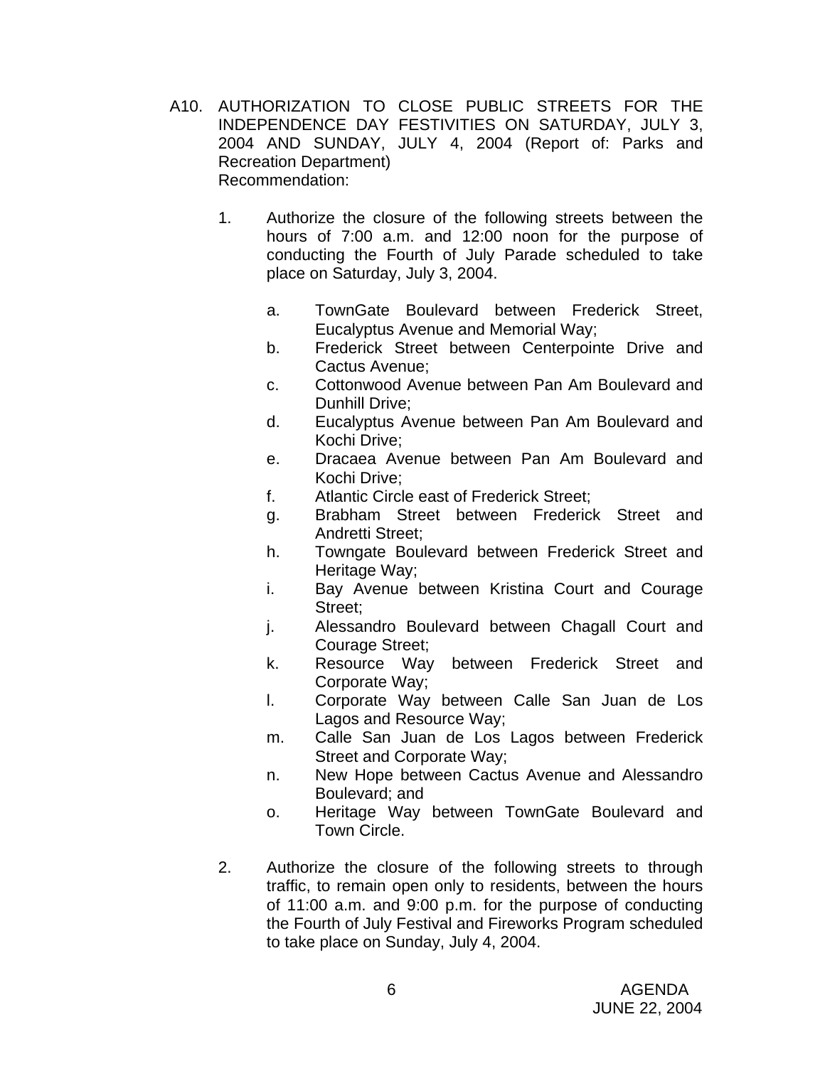A10. AUTHORIZATION TO CLOSE PUBLIC STREETS FOR THE INDEPENDENCE DAY FESTIVITIES ON SATURDAY, JULY 3, 2004 AND SUNDAY, JULY 4, 2004 (Report of: Parks and Recreation Department)
Recommendation:

1. Authorize the closure of the following streets between the hours of 7:00 a.m. and 12:00 noon for the purpose of conducting the Fourth of July Parade scheduled to take place on Saturday, July 3, 2004.

    a. TownGate Boulevard between Frederick Street, Eucalyptus Avenue and Memorial Way;
    b. Frederick Street between Centerpointe Drive and Cactus Avenue;
    c. Cottonwood Avenue between Pan Am Boulevard and Dunhill Drive;
    d. Eucalyptus Avenue between Pan Am Boulevard and Kochi Drive;
    e. Dracaea Avenue between Pan Am Boulevard and Kochi Drive;
    f. Atlantic Circle east of Frederick Street;
    g. Brabham Street between Frederick Street and Andretti Street;
    h. Towngate Boulevard between Frederick Street and Heritage Way;
    i. Bay Avenue between Kristina Court and Courage Street;
    j. Alessandro Boulevard between Chagall Court and Courage Street;
    k. Resource Way between Frederick Street and Corporate Way;
    l. Corporate Way between Calle San Juan de Los Lagos and Resource Way;
    m. Calle San Juan de Los Lagos between Frederick Street and Corporate Way;
    n. New Hope between Cactus Avenue and Alessandro Boulevard; and
    o. Heritage Way between TownGate Boulevard and Town Circle.

2. Authorize the closure of the following streets to through traffic, to remain open only to residents, between the hours of 11:00 a.m. and 9:00 p.m. for the purpose of conducting the Fourth of July Festival and Fireworks Program scheduled to take place on Sunday, July 4, 2004.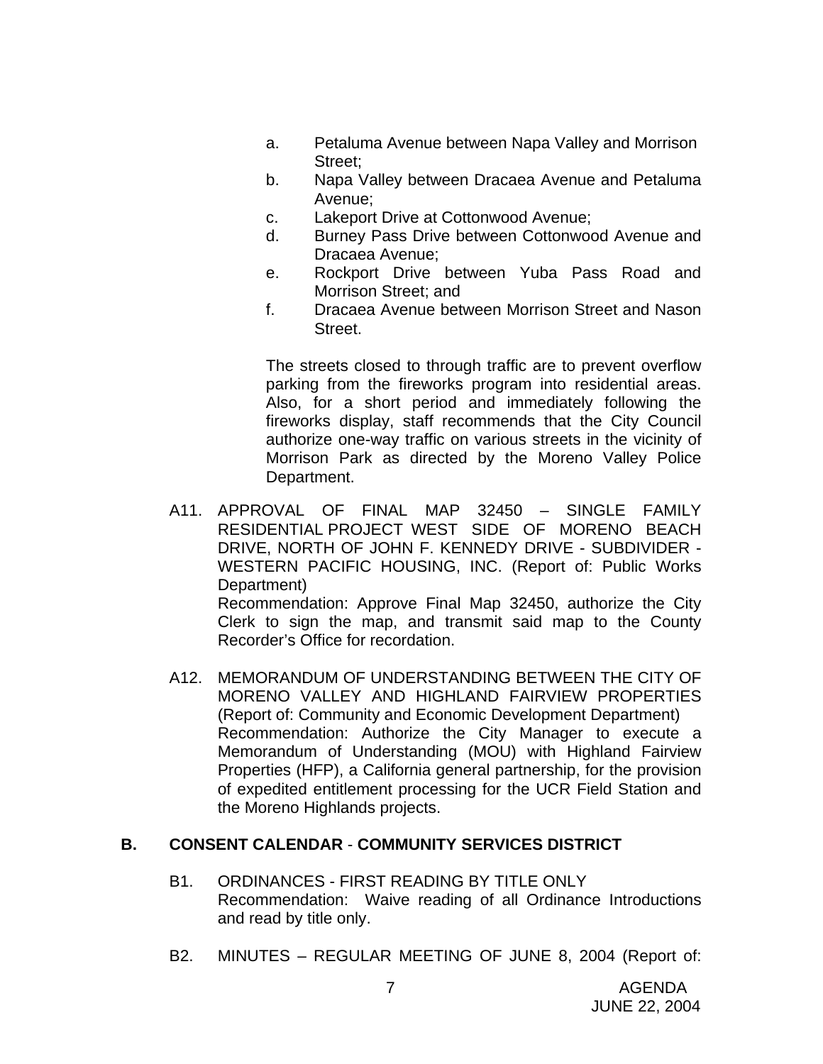a. Petaluma Avenue between Napa Valley and Morrison Street;
b. Napa Valley between Dracaea Avenue and Petaluma Avenue;
c. Lakeport Drive at Cottonwood Avenue;
d. Burney Pass Drive between Cottonwood Avenue and Dracaea Avenue;
e. Rockport Drive between Yuba Pass Road and Morrison Street; and
f. Dracaea Avenue between Morrison Street and Nason Street.

The streets closed to through traffic are to prevent overflow parking from the fireworks program into residential areas. Also, for a short period and immediately following the fireworks display, staff recommends that the City Council authorize one-way traffic on various streets in the vicinity of Morrison Park as directed by the Moreno Valley Police Department.

A11. APPROVAL OF FINAL MAP 32450 – SINGLE FAMILY RESIDENTIAL PROJECT WEST SIDE OF MORENO BEACH DRIVE, NORTH OF JOHN F. KENNEDY DRIVE - SUBDIVIDER - WESTERN PACIFIC HOUSING, INC. (Report of: Public Works Department)
Recommendation: Approve Final Map 32450, authorize the City Clerk to sign the map, and transmit said map to the County Recorder's Office for recordation.

A12. MEMORANDUM OF UNDERSTANDING BETWEEN THE CITY OF MORENO VALLEY AND HIGHLAND FAIRVIEW PROPERTIES (Report of: Community and Economic Development Department)
Recommendation: Authorize the City Manager to execute a Memorandum of Understanding (MOU) with Highland Fairview Properties (HFP), a California general partnership, for the provision of expedited entitlement processing for the UCR Field Station and the Moreno Highlands projects.

## B. CONSENT CALENDAR - COMMUNITY SERVICES DISTRICT

B1. ORDINANCES - FIRST READING BY TITLE ONLY
Recommendation: Waive reading of all Ordinance Introductions and read by title only.

B2. MINUTES – REGULAR MEETING OF JUNE 8, 2004 (Report of: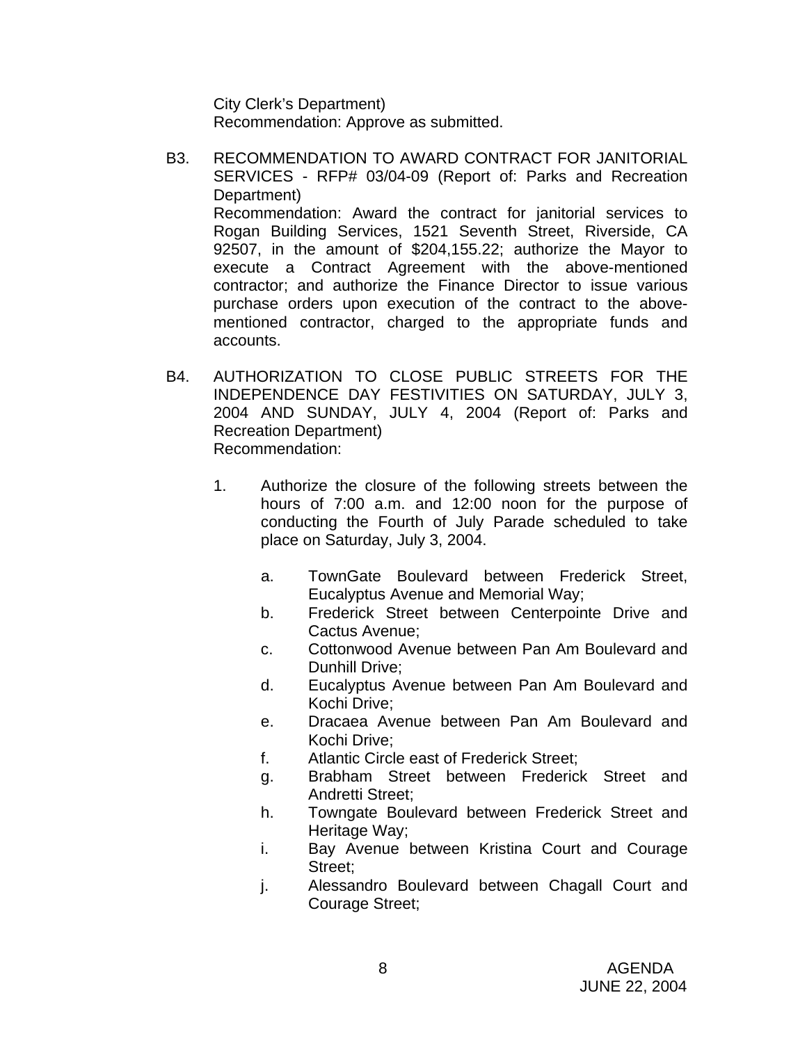City Clerk's Department)
Recommendation: Approve as submitted.

B3. RECOMMENDATION TO AWARD CONTRACT FOR JANITORIAL SERVICES - RFP# 03/04-09 (Report of: Parks and Recreation Department)
Recommendation: Award the contract for janitorial services to Rogan Building Services, 1521 Seventh Street, Riverside, CA 92507, in the amount of $204,155.22; authorize the Mayor to execute a Contract Agreement with the above-mentioned contractor; and authorize the Finance Director to issue various purchase orders upon execution of the contract to the above-mentioned contractor, charged to the appropriate funds and accounts.

B4. AUTHORIZATION TO CLOSE PUBLIC STREETS FOR THE INDEPENDENCE DAY FESTIVITIES ON SATURDAY, JULY 3, 2004 AND SUNDAY, JULY 4, 2004 (Report of: Parks and Recreation Department)
Recommendation:

1. Authorize the closure of the following streets between the hours of 7:00 a.m. and 12:00 noon for the purpose of conducting the Fourth of July Parade scheduled to take place on Saturday, July 3, 2004.

   a. TownGate Boulevard between Frederick Street, Eucalyptus Avenue and Memorial Way;
   b. Frederick Street between Centerpointe Drive and Cactus Avenue;
   c. Cottonwood Avenue between Pan Am Boulevard and Dunhill Drive;
   d. Eucalyptus Avenue between Pan Am Boulevard and Kochi Drive;
   e. Dracaea Avenue between Pan Am Boulevard and Kochi Drive;
   f. Atlantic Circle east of Frederick Street;
   g. Brabham Street between Frederick Street and Andretti Street;
   h. Towngate Boulevard between Frederick Street and Heritage Way;
   i. Bay Avenue between Kristina Court and Courage Street;
   j. Alessandro Boulevard between Chagall Court and Courage Street;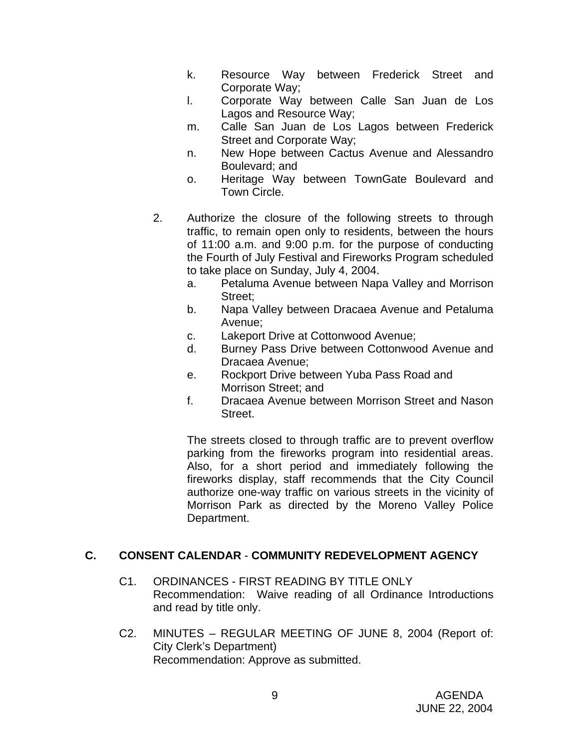k. Resource Way between Frederick Street and Corporate Way;
l. Corporate Way between Calle San Juan de Los Lagos and Resource Way;
m. Calle San Juan de Los Lagos between Frederick Street and Corporate Way;
n. New Hope between Cactus Avenue and Alessandro Boulevard; and
o. Heritage Way between TownGate Boulevard and Town Circle.

2. Authorize the closure of the following streets to through traffic, to remain open only to residents, between the hours of 11:00 a.m. and 9:00 p.m. for the purpose of conducting the Fourth of July Festival and Fireworks Program scheduled to take place on Sunday, July 4, 2004.
   a. Petaluma Avenue between Napa Valley and Morrison Street;
   b. Napa Valley between Dracaea Avenue and Petaluma Avenue;
   c. Lakeport Drive at Cottonwood Avenue;
   d. Burney Pass Drive between Cottonwood Avenue and Dracaea Avenue;
   e. Rockport Drive between Yuba Pass Road and Morrison Street; and
   f. Dracaea Avenue between Morrison Street and Nason Street.

   The streets closed to through traffic are to prevent overflow parking from the fireworks program into residential areas. Also, for a short period and immediately following the fireworks display, staff recommends that the City Council authorize one-way traffic on various streets in the vicinity of Morrison Park as directed by the Moreno Valley Police Department.

## C. CONSENT CALENDAR - COMMUNITY REDEVELOPMENT AGENCY

C1. ORDINANCES - FIRST READING BY TITLE ONLY
Recommendation: Waive reading of all Ordinance Introductions and read by title only.

C2. MINUTES – REGULAR MEETING OF JUNE 8, 2004 (Report of: City Clerk's Department)
Recommendation: Approve as submitted.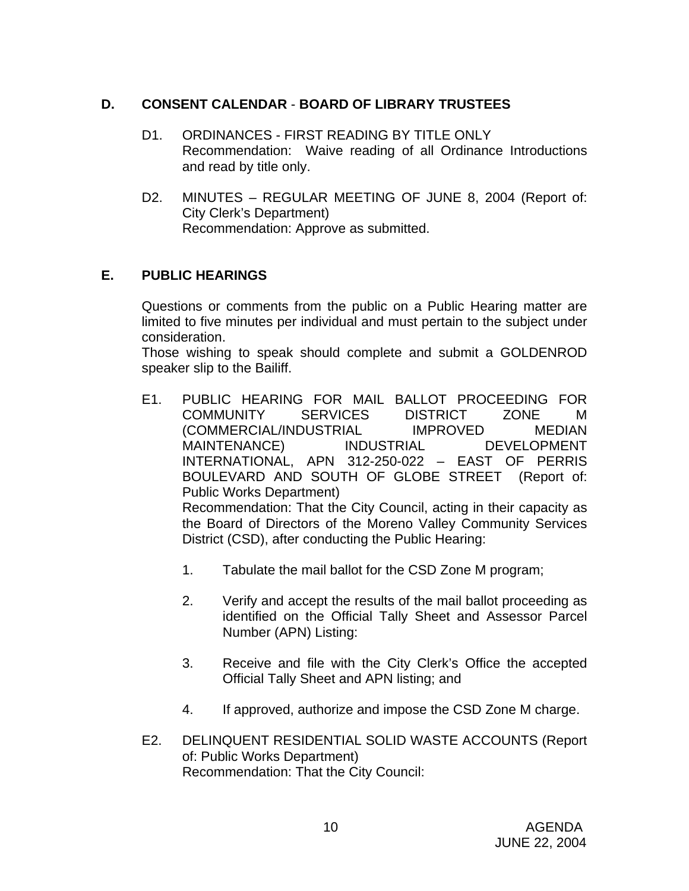## D. CONSENT CALENDAR - BOARD OF LIBRARY TRUSTEES

D1. ORDINANCES - FIRST READING BY TITLE ONLY
Recommendation: Waive reading of all Ordinance Introductions and read by title only.

D2. MINUTES – REGULAR MEETING OF JUNE 8, 2004 (Report of: City Clerk's Department)
Recommendation: Approve as submitted.

## E. PUBLIC HEARINGS

Questions or comments from the public on a Public Hearing matter are limited to five minutes per individual and must pertain to the subject under consideration.
Those wishing to speak should complete and submit a GOLDENROD speaker slip to the Bailiff.

E1. PUBLIC HEARING FOR MAIL BALLOT PROCEEDING FOR COMMUNITY SERVICES DISTRICT ZONE M (COMMERCIAL/INDUSTRIAL IMPROVED MEDIAN MAINTENANCE) INDUSTRIAL DEVELOPMENT INTERNATIONAL, APN 312-250-022 – EAST OF PERRIS BOULEVARD AND SOUTH OF GLOBE STREET (Report of: Public Works Department)
Recommendation: That the City Council, acting in their capacity as the Board of Directors of the Moreno Valley Community Services District (CSD), after conducting the Public Hearing:

1. Tabulate the mail ballot for the CSD Zone M program;

2. Verify and accept the results of the mail ballot proceeding as identified on the Official Tally Sheet and Assessor Parcel Number (APN) Listing:

3. Receive and file with the City Clerk's Office the accepted Official Tally Sheet and APN listing; and

4. If approved, authorize and impose the CSD Zone M charge.

E2. DELINQUENT RESIDENTIAL SOLID WASTE ACCOUNTS (Report of: Public Works Department)
Recommendation: That the City Council: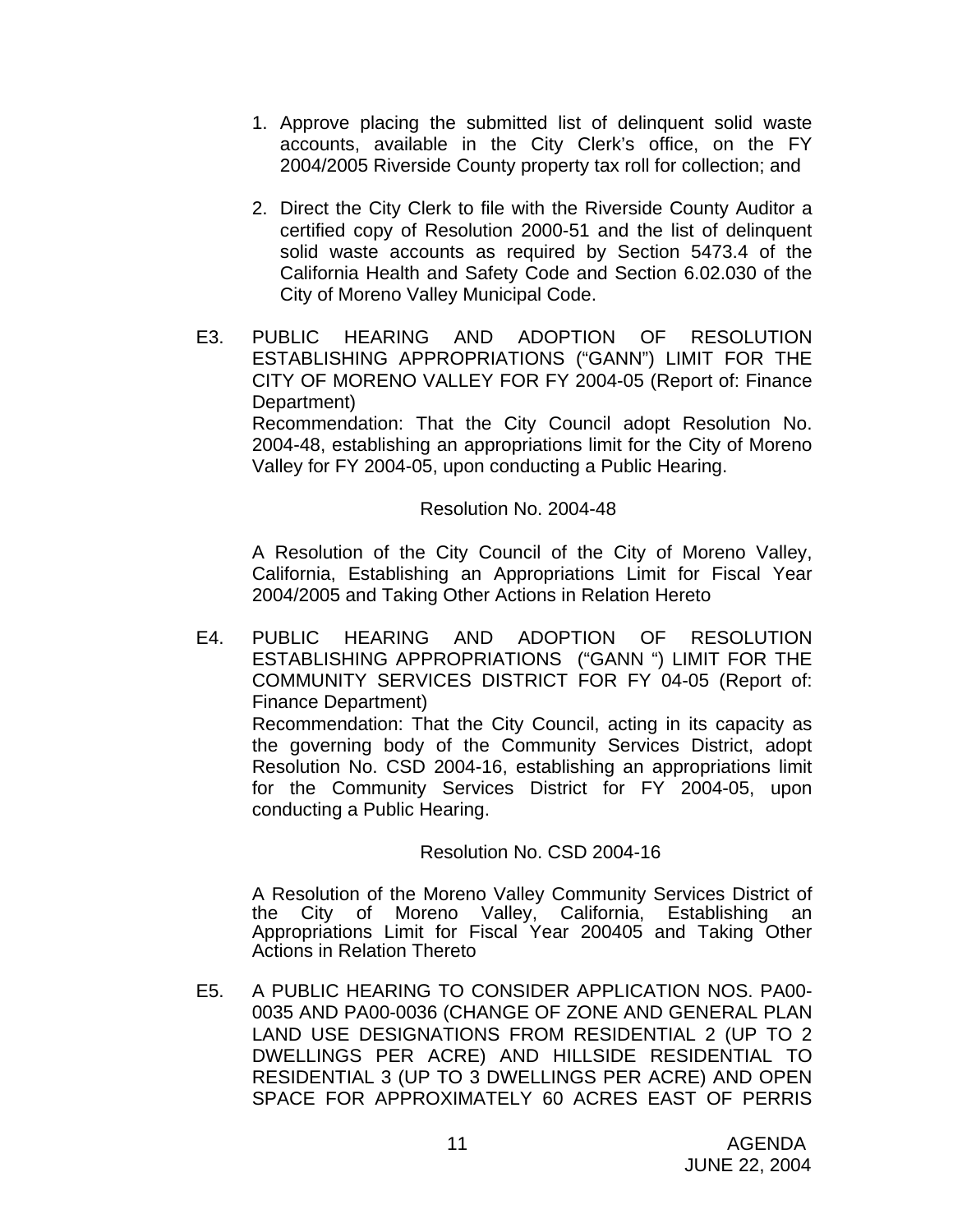1. Approve placing the submitted list of delinquent solid waste accounts, available in the City Clerk's office, on the FY 2004/2005 Riverside County property tax roll for collection; and

2. Direct the City Clerk to file with the Riverside County Auditor a certified copy of Resolution 2000-51 and the list of delinquent solid waste accounts as required by Section 5473.4 of the California Health and Safety Code and Section 6.02.030 of the City of Moreno Valley Municipal Code.

E3. PUBLIC HEARING AND ADOPTION OF RESOLUTION ESTABLISHING APPROPRIATIONS ("GANN") LIMIT FOR THE CITY OF MORENO VALLEY FOR FY 2004-05 (Report of: Finance Department)
Recommendation: That the City Council adopt Resolution No. 2004-48, establishing an appropriations limit for the City of Moreno Valley for FY 2004-05, upon conducting a Public Hearing.

Resolution No. 2004-48

A Resolution of the City Council of the City of Moreno Valley, California, Establishing an Appropriations Limit for Fiscal Year 2004/2005 and Taking Other Actions in Relation Hereto

E4. PUBLIC HEARING AND ADOPTION OF RESOLUTION ESTABLISHING APPROPRIATIONS ("GANN ") LIMIT FOR THE COMMUNITY SERVICES DISTRICT FOR FY 04-05 (Report of: Finance Department)
Recommendation: That the City Council, acting in its capacity as the governing body of the Community Services District, adopt Resolution No. CSD 2004-16, establishing an appropriations limit for the Community Services District for FY 2004-05, upon conducting a Public Hearing.

Resolution No. CSD 2004-16

A Resolution of the Moreno Valley Community Services District of the City of Moreno Valley, California, Establishing an Appropriations Limit for Fiscal Year 200405 and Taking Other Actions in Relation Thereto

E5. A PUBLIC HEARING TO CONSIDER APPLICATION NOS. PA00-0035 AND PA00-0036 (CHANGE OF ZONE AND GENERAL PLAN LAND USE DESIGNATIONS FROM RESIDENTIAL 2 (UP TO 2 DWELLINGS PER ACRE) AND HILLSIDE RESIDENTIAL TO RESIDENTIAL 3 (UP TO 3 DWELLINGS PER ACRE) AND OPEN SPACE FOR APPROXIMATELY 60 ACRES EAST OF PERRIS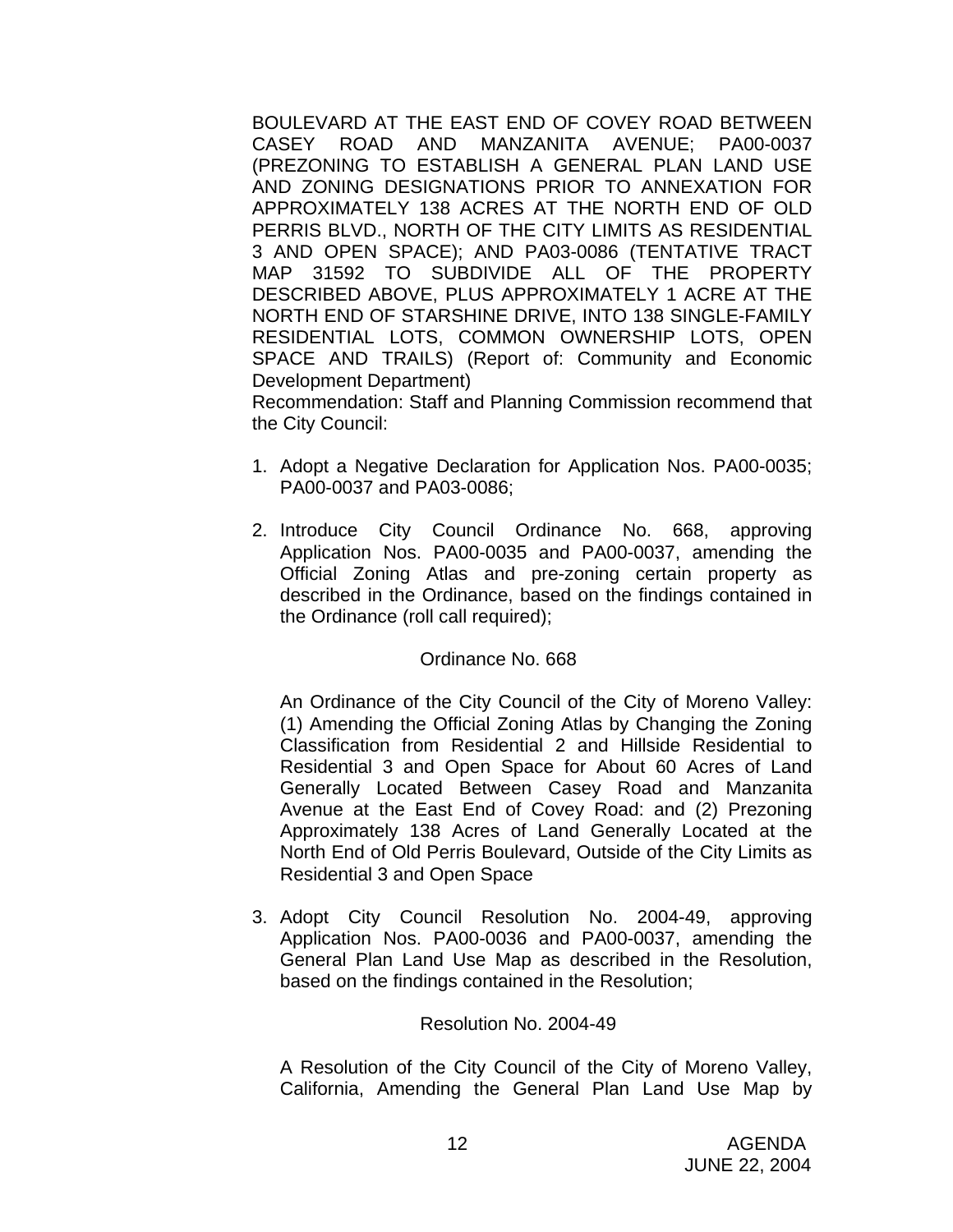BOULEVARD AT THE EAST END OF COVEY ROAD BETWEEN CASEY ROAD AND MANZANITA AVENUE; PA00-0037 (PREZONING TO ESTABLISH A GENERAL PLAN LAND USE AND ZONING DESIGNATIONS PRIOR TO ANNEXATION FOR APPROXIMATELY 138 ACRES AT THE NORTH END OF OLD PERRIS BLVD., NORTH OF THE CITY LIMITS AS RESIDENTIAL 3 AND OPEN SPACE); AND PA03-0086 (TENTATIVE TRACT MAP 31592 TO SUBDIVIDE ALL OF THE PROPERTY DESCRIBED ABOVE, PLUS APPROXIMATELY 1 ACRE AT THE NORTH END OF STARSHINE DRIVE, INTO 138 SINGLE-FAMILY RESIDENTIAL LOTS, COMMON OWNERSHIP LOTS, OPEN SPACE AND TRAILS) (Report of: Community and Economic Development Department)

Recommendation: Staff and Planning Commission recommend that the City Council:

1. Adopt a Negative Declaration for Application Nos. PA00-0035; PA00-0037 and PA03-0086;

2. Introduce City Council Ordinance No. 668, approving Application Nos. PA00-0035 and PA00-0037, amending the Official Zoning Atlas and pre-zoning certain property as described in the Ordinance, based on the findings contained in the Ordinance (roll call required);

   Ordinance No. 668

   An Ordinance of the City Council of the City of Moreno Valley: (1) Amending the Official Zoning Atlas by Changing the Zoning Classification from Residential 2 and Hillside Residential to Residential 3 and Open Space for About 60 Acres of Land Generally Located Between Casey Road and Manzanita Avenue at the East End of Covey Road: and (2) Prezoning Approximately 138 Acres of Land Generally Located at the North End of Old Perris Boulevard, Outside of the City Limits as Residential 3 and Open Space

3. Adopt City Council Resolution No. 2004-49, approving Application Nos. PA00-0036 and PA00-0037, amending the General Plan Land Use Map as described in the Resolution, based on the findings contained in the Resolution;

   Resolution No. 2004-49

   A Resolution of the City Council of the City of Moreno Valley, California, Amending the General Plan Land Use Map by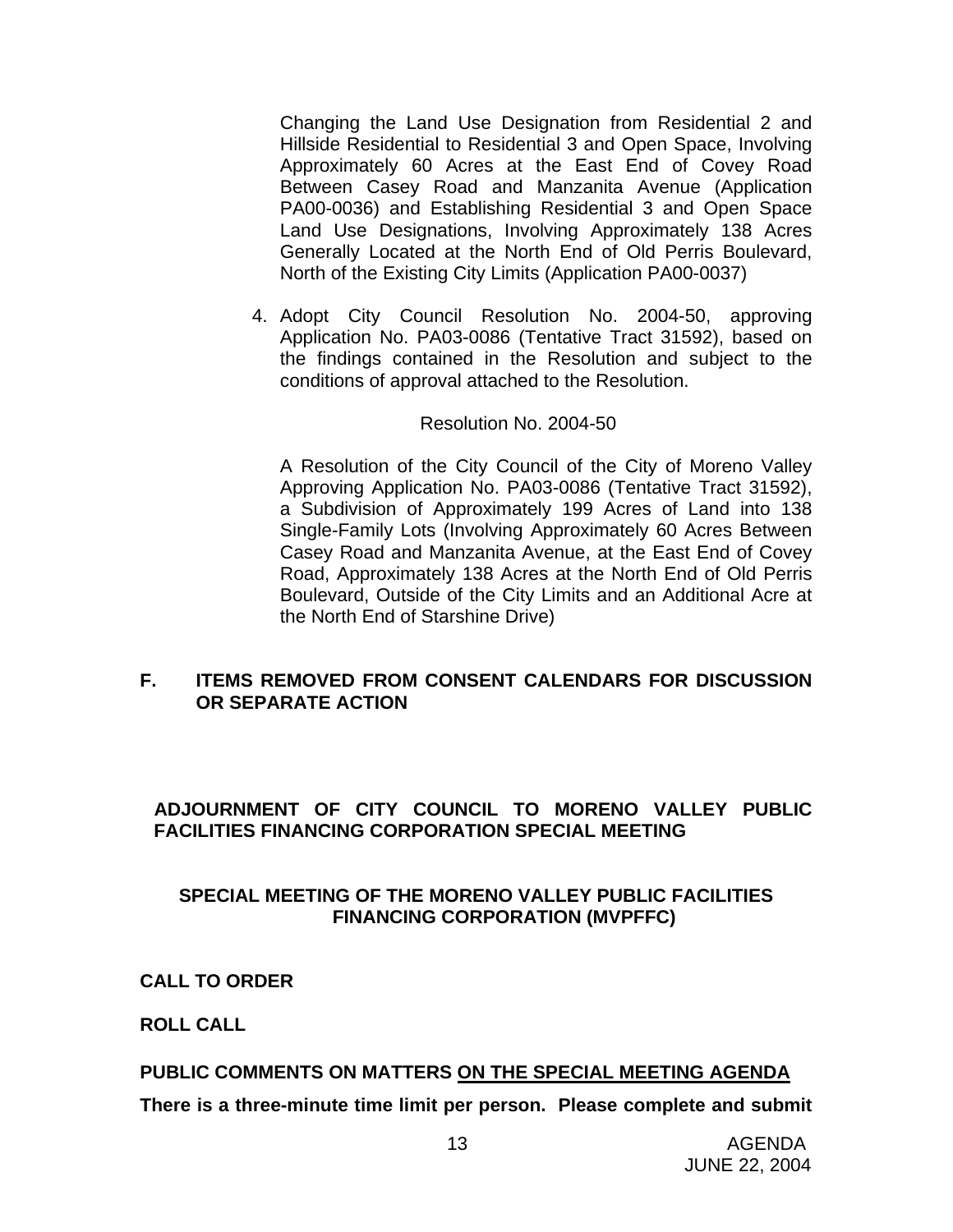Changing the Land Use Designation from Residential 2 and Hillside Residential to Residential 3 and Open Space, Involving Approximately 60 Acres at the East End of Covey Road Between Casey Road and Manzanita Avenue (Application PA00-0036) and Establishing Residential 3 and Open Space Land Use Designations, Involving Approximately 138 Acres Generally Located at the North End of Old Perris Boulevard, North of the Existing City Limits (Application PA00-0037)

4. Adopt City Council Resolution No. 2004-50, approving Application No. PA03-0086 (Tentative Tract 31592), based on the findings contained in the Resolution and subject to the conditions of approval attached to the Resolution.

   Resolution No. 2004-50

   A Resolution of the City Council of the City of Moreno Valley Approving Application No. PA03-0086 (Tentative Tract 31592), a Subdivision of Approximately 199 Acres of Land into 138 Single-Family Lots (Involving Approximately 60 Acres Between Casey Road and Manzanita Avenue, at the East End of Covey Road, Approximately 138 Acres at the North End of Old Perris Boulevard, Outside of the City Limits and an Additional Acre at the North End of Starshine Drive)

## F. ITEMS REMOVED FROM CONSENT CALENDARS FOR DISCUSSION OR SEPARATE ACTION

## ADJOURNMENT OF CITY COUNCIL TO MORENO VALLEY PUBLIC FACILITIES FINANCING CORPORATION SPECIAL MEETING

## SPECIAL MEETING OF THE MORENO VALLEY PUBLIC FACILITIES FINANCING CORPORATION (MVPFFC)

**CALL TO ORDER**

**ROLL CALL**

**PUBLIC COMMENTS ON MATTERS ON THE SPECIAL MEETING AGENDA**

**There is a three-minute time limit per person. Please complete and submit**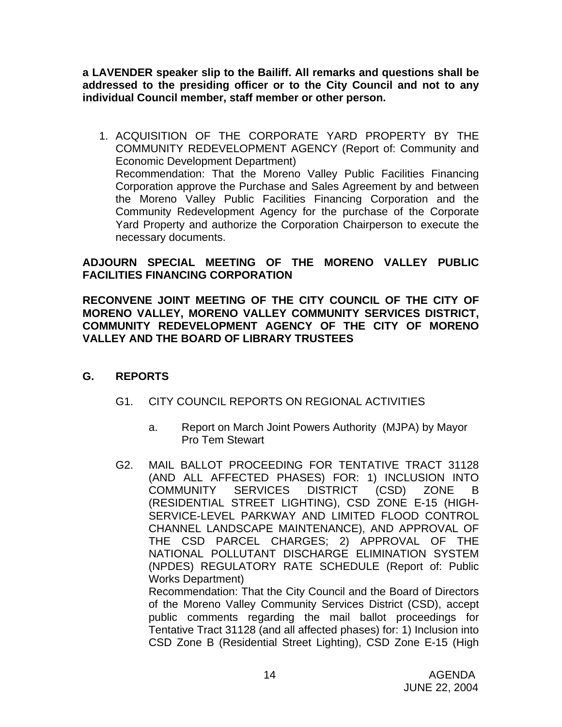**a LAVENDER speaker slip to the Bailiff. All remarks and questions shall be addressed to the presiding officer or to the City Council and not to any individual Council member, staff member or other person.**

1. ACQUISITION OF THE CORPORATE YARD PROPERTY BY THE COMMUNITY REDEVELOPMENT AGENCY (Report of: Community and Economic Development Department)
   Recommendation: That the Moreno Valley Public Facilities Financing Corporation approve the Purchase and Sales Agreement by and between the Moreno Valley Public Facilities Financing Corporation and the Community Redevelopment Agency for the purchase of the Corporate Yard Property and authorize the Corporation Chairperson to execute the necessary documents.

**ADJOURN SPECIAL MEETING OF THE MORENO VALLEY PUBLIC FACILITIES FINANCING CORPORATION**

**RECONVENE JOINT MEETING OF THE CITY COUNCIL OF THE CITY OF MORENO VALLEY, MORENO VALLEY COMMUNITY SERVICES DISTRICT, COMMUNITY REDEVELOPMENT AGENCY OF THE CITY OF MORENO VALLEY AND THE BOARD OF LIBRARY TRUSTEES**

## G. REPORTS

G1. CITY COUNCIL REPORTS ON REGIONAL ACTIVITIES

  a. Report on March Joint Powers Authority (MJPA) by Mayor Pro Tem Stewart

G2. MAIL BALLOT PROCEEDING FOR TENTATIVE TRACT 31128 (AND ALL AFFECTED PHASES) FOR: 1) INCLUSION INTO COMMUNITY SERVICES DISTRICT (CSD) ZONE B (RESIDENTIAL STREET LIGHTING), CSD ZONE E-15 (HIGH-SERVICE-LEVEL PARKWAY AND LIMITED FLOOD CONTROL CHANNEL LANDSCAPE MAINTENANCE), AND APPROVAL OF THE CSD PARCEL CHARGES; 2) APPROVAL OF THE NATIONAL POLLUTANT DISCHARGE ELIMINATION SYSTEM (NPDES) REGULATORY RATE SCHEDULE (Report of: Public Works Department)
Recommendation: That the City Council and the Board of Directors of the Moreno Valley Community Services District (CSD), accept public comments regarding the mail ballot proceedings for Tentative Tract 31128 (and all affected phases) for: 1) Inclusion into CSD Zone B (Residential Street Lighting), CSD Zone E-15 (High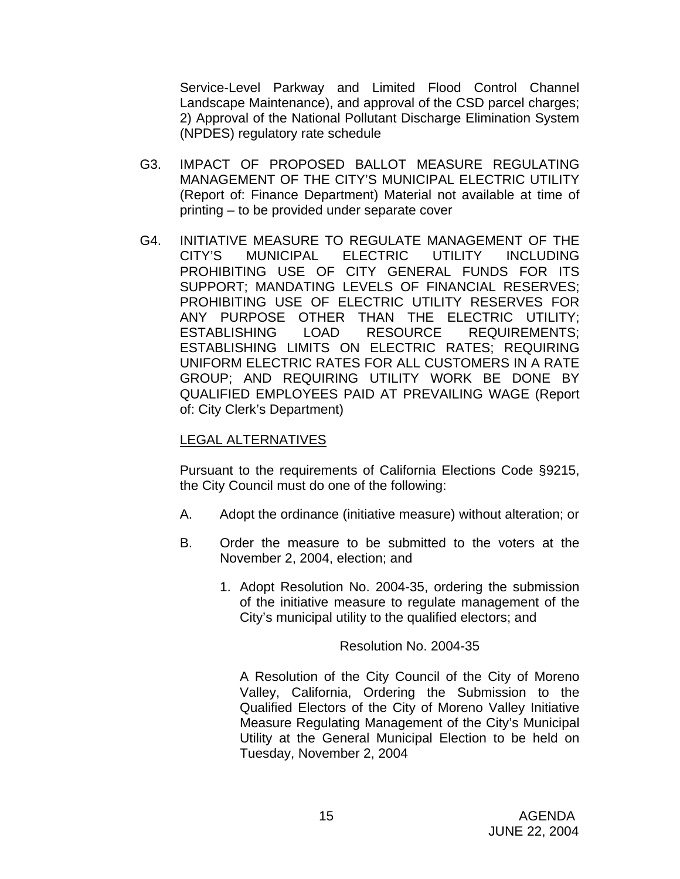Service-Level Parkway and Limited Flood Control Channel Landscape Maintenance), and approval of the CSD parcel charges; 2) Approval of the National Pollutant Discharge Elimination System (NPDES) regulatory rate schedule

G3. IMPACT OF PROPOSED BALLOT MEASURE REGULATING MANAGEMENT OF THE CITY'S MUNICIPAL ELECTRIC UTILITY (Report of: Finance Department) Material not available at time of printing – to be provided under separate cover

G4. INITIATIVE MEASURE TO REGULATE MANAGEMENT OF THE CITY'S MUNICIPAL ELECTRIC UTILITY INCLUDING PROHIBITING USE OF CITY GENERAL FUNDS FOR ITS SUPPORT; MANDATING LEVELS OF FINANCIAL RESERVES; PROHIBITING USE OF ELECTRIC UTILITY RESERVES FOR ANY PURPOSE OTHER THAN THE ELECTRIC UTILITY; ESTABLISHING LOAD RESOURCE REQUIREMENTS; ESTABLISHING LIMITS ON ELECTRIC RATES; REQUIRING UNIFORM ELECTRIC RATES FOR ALL CUSTOMERS IN A RATE GROUP; AND REQUIRING UTILITY WORK BE DONE BY QUALIFIED EMPLOYEES PAID AT PREVAILING WAGE (Report of: City Clerk's Department)

<u>LEGAL ALTERNATIVES</u>

Pursuant to the requirements of California Elections Code §9215, the City Council must do one of the following:

A. Adopt the ordinance (initiative measure) without alteration; or

B. Order the measure to be submitted to the voters at the November 2, 2004, election; and

   1. Adopt Resolution No. 2004-35, ordering the submission of the initiative measure to regulate management of the City's municipal utility to the qualified electors; and

      Resolution No. 2004-35

      A Resolution of the City Council of the City of Moreno Valley, California, Ordering the Submission to the Qualified Electors of the City of Moreno Valley Initiative Measure Regulating Management of the City's Municipal Utility at the General Municipal Election to be held on Tuesday, November 2, 2004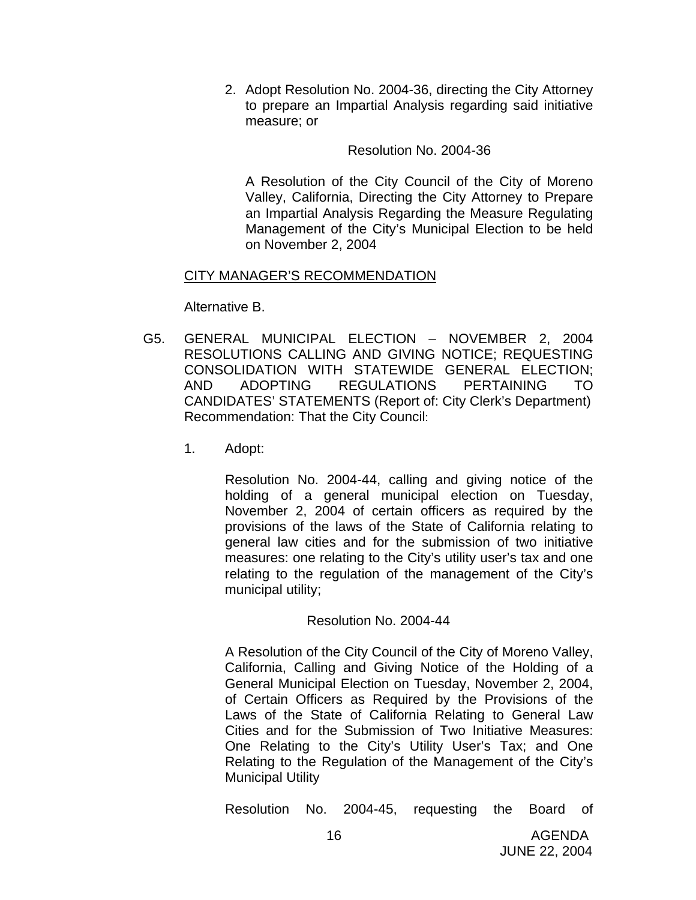2. Adopt Resolution No. 2004-36, directing the City Attorney to prepare an Impartial Analysis regarding said initiative measure; or

   Resolution No. 2004-36

   A Resolution of the City Council of the City of Moreno Valley, California, Directing the City Attorney to Prepare an Impartial Analysis Regarding the Measure Regulating Management of the City's Municipal Election to be held on November 2, 2004

CITY MANAGER'S RECOMMENDATION

Alternative B.

G5. GENERAL MUNICIPAL ELECTION – NOVEMBER 2, 2004 RESOLUTIONS CALLING AND GIVING NOTICE; REQUESTING CONSOLIDATION WITH STATEWIDE GENERAL ELECTION; AND ADOPTING REGULATIONS PERTAINING TO CANDIDATES' STATEMENTS (Report of: City Clerk's Department) Recommendation: That the City Council:

1. Adopt:

   Resolution No. 2004-44, calling and giving notice of the holding of a general municipal election on Tuesday, November 2, 2004 of certain officers as required by the provisions of the laws of the State of California relating to general law cities and for the submission of two initiative measures: one relating to the City's utility user's tax and one relating to the regulation of the management of the City's municipal utility;

   Resolution No. 2004-44

   A Resolution of the City Council of the City of Moreno Valley, California, Calling and Giving Notice of the Holding of a General Municipal Election on Tuesday, November 2, 2004, of Certain Officers as Required by the Provisions of the Laws of the State of California Relating to General Law Cities and for the Submission of Two Initiative Measures: One Relating to the City's Utility User's Tax; and One Relating to the Regulation of the Management of the City's Municipal Utility

   Resolution No. 2004-45, requesting the Board of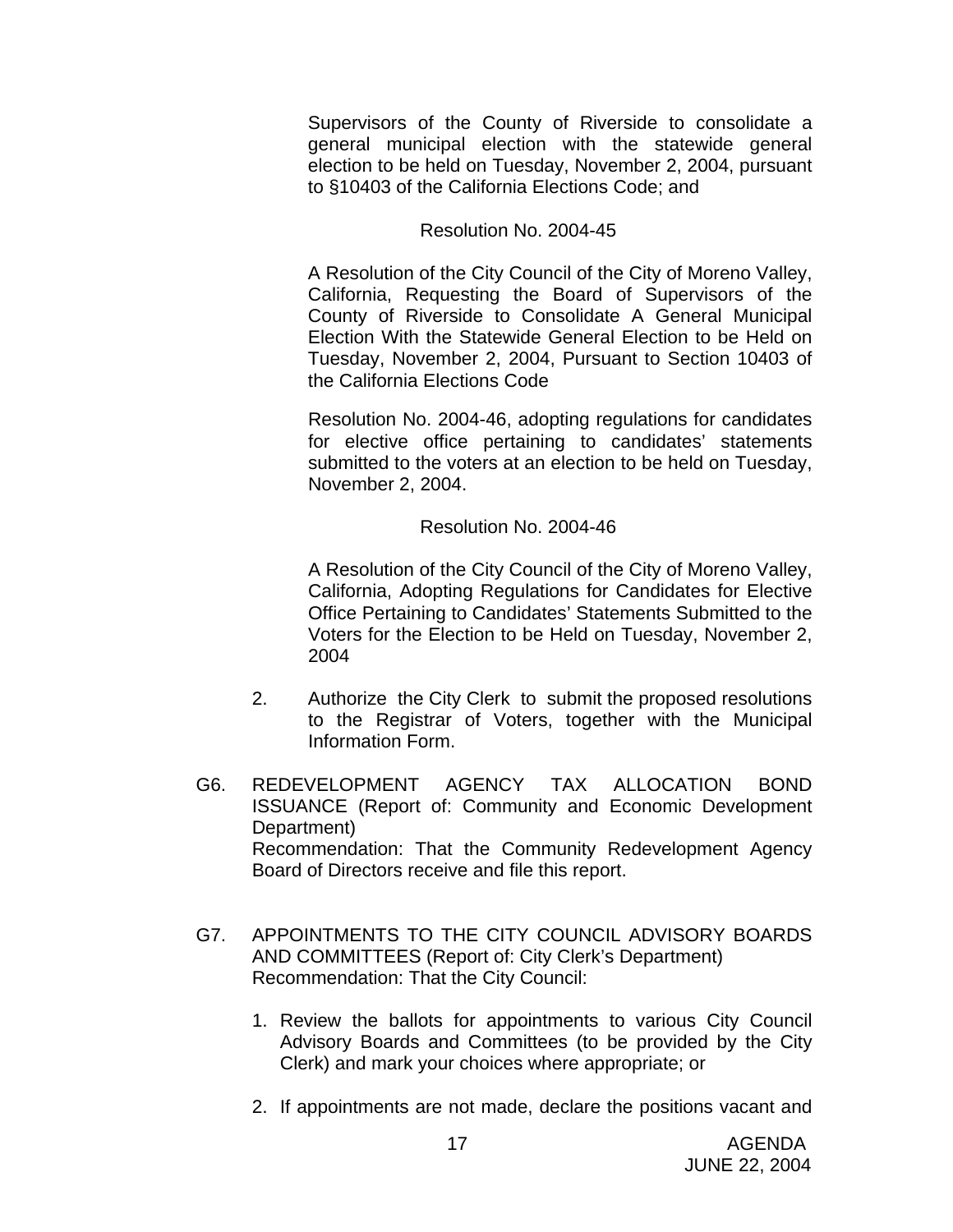Supervisors of the County of Riverside to consolidate a general municipal election with the statewide general election to be held on Tuesday, November 2, 2004, pursuant to §10403 of the California Elections Code; and

Resolution No. 2004-45

A Resolution of the City Council of the City of Moreno Valley, California, Requesting the Board of Supervisors of the County of Riverside to Consolidate A General Municipal Election With the Statewide General Election to be Held on Tuesday, November 2, 2004, Pursuant to Section 10403 of the California Elections Code

Resolution No. 2004-46, adopting regulations for candidates for elective office pertaining to candidates' statements submitted to the voters at an election to be held on Tuesday, November 2, 2004.

Resolution No. 2004-46

A Resolution of the City Council of the City of Moreno Valley, California, Adopting Regulations for Candidates for Elective Office Pertaining to Candidates' Statements Submitted to the Voters for the Election to be Held on Tuesday, November 2, 2004

2. Authorize the City Clerk to submit the proposed resolutions to the Registrar of Voters, together with the Municipal Information Form.

G6. REDEVELOPMENT AGENCY TAX ALLOCATION BOND ISSUANCE (Report of: Community and Economic Development Department)
Recommendation: That the Community Redevelopment Agency Board of Directors receive and file this report.

G7. APPOINTMENTS TO THE CITY COUNCIL ADVISORY BOARDS AND COMMITTEES (Report of: City Clerk's Department)
Recommendation: That the City Council:

1. Review the ballots for appointments to various City Council Advisory Boards and Committees (to be provided by the City Clerk) and mark your choices where appropriate; or

2. If appointments are not made, declare the positions vacant and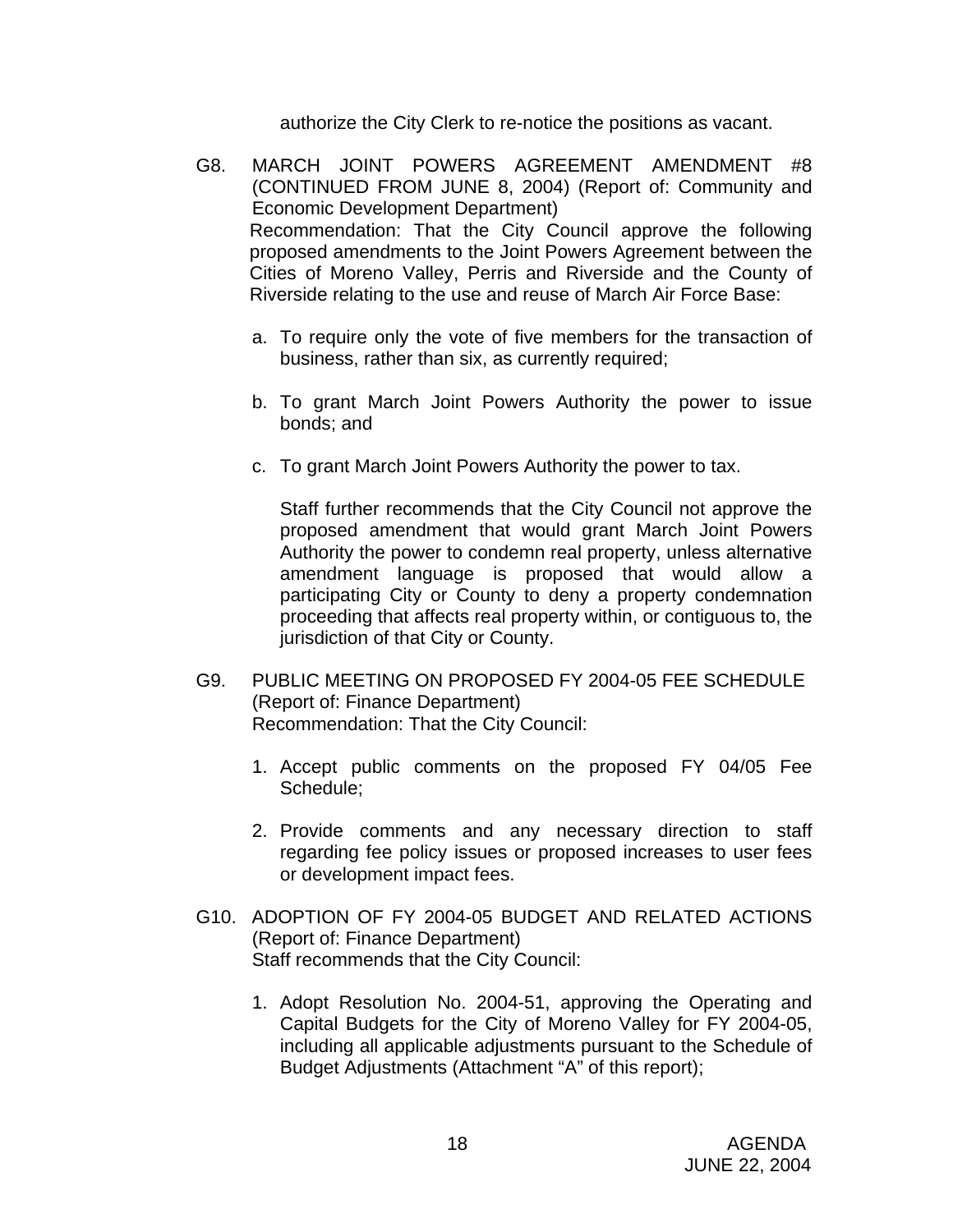authorize the City Clerk to re-notice the positions as vacant.

G8. MARCH JOINT POWERS AGREEMENT AMENDMENT #8 (CONTINUED FROM JUNE 8, 2004) (Report of: Community and Economic Development Department)
Recommendation: That the City Council approve the following proposed amendments to the Joint Powers Agreement between the Cities of Moreno Valley, Perris and Riverside and the County of Riverside relating to the use and reuse of March Air Force Base:

a. To require only the vote of five members for the transaction of business, rather than six, as currently required;

b. To grant March Joint Powers Authority the power to issue bonds; and

c. To grant March Joint Powers Authority the power to tax.

Staff further recommends that the City Council not approve the proposed amendment that would grant March Joint Powers Authority the power to condemn real property, unless alternative amendment language is proposed that would allow a participating City or County to deny a property condemnation proceeding that affects real property within, or contiguous to, the jurisdiction of that City or County.

G9. PUBLIC MEETING ON PROPOSED FY 2004-05 FEE SCHEDULE (Report of: Finance Department)
Recommendation: That the City Council:

1. Accept public comments on the proposed FY 04/05 Fee Schedule;

2. Provide comments and any necessary direction to staff regarding fee policy issues or proposed increases to user fees or development impact fees.

G10. ADOPTION OF FY 2004-05 BUDGET AND RELATED ACTIONS (Report of: Finance Department)
Staff recommends that the City Council:

1. Adopt Resolution No. 2004-51, approving the Operating and Capital Budgets for the City of Moreno Valley for FY 2004-05, including all applicable adjustments pursuant to the Schedule of Budget Adjustments (Attachment "A" of this report);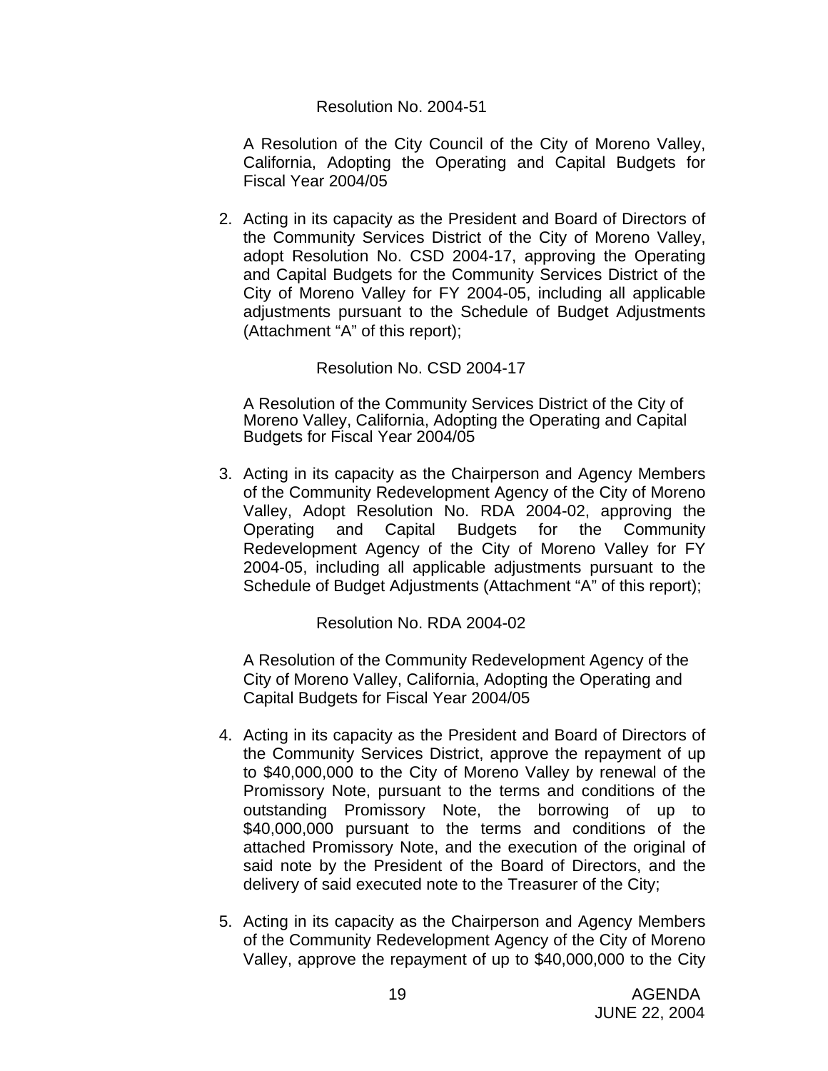Resolution No. 2004-51

A Resolution of the City Council of the City of Moreno Valley, California, Adopting the Operating and Capital Budgets for Fiscal Year 2004/05

2. Acting in its capacity as the President and Board of Directors of the Community Services District of the City of Moreno Valley, adopt Resolution No. CSD 2004-17, approving the Operating and Capital Budgets for the Community Services District of the City of Moreno Valley for FY 2004-05, including all applicable adjustments pursuant to the Schedule of Budget Adjustments (Attachment "A" of this report);

   Resolution No. CSD 2004-17

   A Resolution of the Community Services District of the City of Moreno Valley, California, Adopting the Operating and Capital Budgets for Fiscal Year 2004/05

3. Acting in its capacity as the Chairperson and Agency Members of the Community Redevelopment Agency of the City of Moreno Valley, Adopt Resolution No. RDA 2004-02, approving the Operating and Capital Budgets for the Community Redevelopment Agency of the City of Moreno Valley for FY 2004-05, including all applicable adjustments pursuant to the Schedule of Budget Adjustments (Attachment "A" of this report);

   Resolution No. RDA 2004-02

   A Resolution of the Community Redevelopment Agency of the City of Moreno Valley, California, Adopting the Operating and Capital Budgets for Fiscal Year 2004/05

4. Acting in its capacity as the President and Board of Directors of the Community Services District, approve the repayment of up to $40,000,000 to the City of Moreno Valley by renewal of the Promissory Note, pursuant to the terms and conditions of the outstanding Promissory Note, the borrowing of up to $40,000,000 pursuant to the terms and conditions of the attached Promissory Note, and the execution of the original of said note by the President of the Board of Directors, and the delivery of said executed note to the Treasurer of the City;

5. Acting in its capacity as the Chairperson and Agency Members of the Community Redevelopment Agency of the City of Moreno Valley, approve the repayment of up to $40,000,000 to the City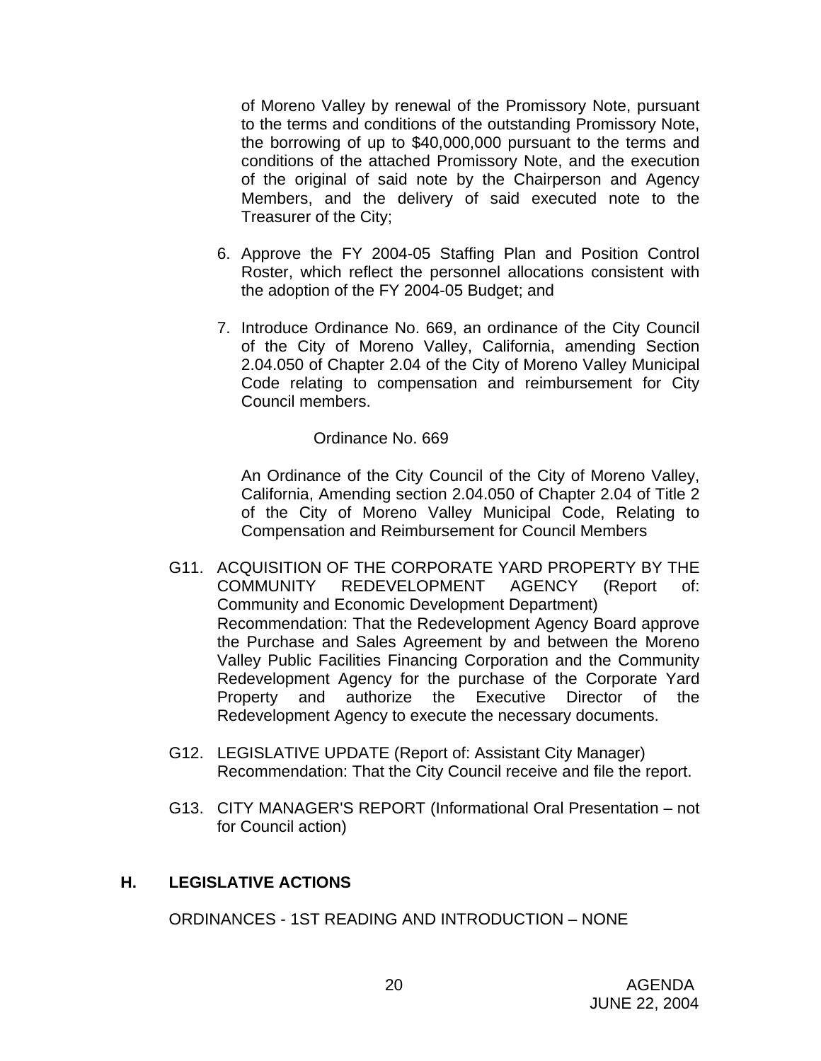of Moreno Valley by renewal of the Promissory Note, pursuant to the terms and conditions of the outstanding Promissory Note, the borrowing of up to $40,000,000 pursuant to the terms and conditions of the attached Promissory Note, and the execution of the original of said note by the Chairperson and Agency Members, and the delivery of said executed note to the Treasurer of the City;

6. Approve the FY 2004-05 Staffing Plan and Position Control Roster, which reflect the personnel allocations consistent with the adoption of the FY 2004-05 Budget; and

7. Introduce Ordinance No. 669, an ordinance of the City Council of the City of Moreno Valley, California, amending Section 2.04.050 of Chapter 2.04 of the City of Moreno Valley Municipal Code relating to compensation and reimbursement for City Council members.

Ordinance No. 669

An Ordinance of the City Council of the City of Moreno Valley, California, Amending section 2.04.050 of Chapter 2.04 of Title 2 of the City of Moreno Valley Municipal Code, Relating to Compensation and Reimbursement for Council Members

G11. ACQUISITION OF THE CORPORATE YARD PROPERTY BY THE COMMUNITY REDEVELOPMENT AGENCY (Report of: Community and Economic Development Department)
Recommendation: That the Redevelopment Agency Board approve the Purchase and Sales Agreement by and between the Moreno Valley Public Facilities Financing Corporation and the Community Redevelopment Agency for the purchase of the Corporate Yard Property and authorize the Executive Director of the Redevelopment Agency to execute the necessary documents.

G12. LEGISLATIVE UPDATE (Report of: Assistant City Manager)
Recommendation: That the City Council receive and file the report.

G13. CITY MANAGER'S REPORT (Informational Oral Presentation – not for Council action)

## H. LEGISLATIVE ACTIONS

ORDINANCES - 1ST READING AND INTRODUCTION – NONE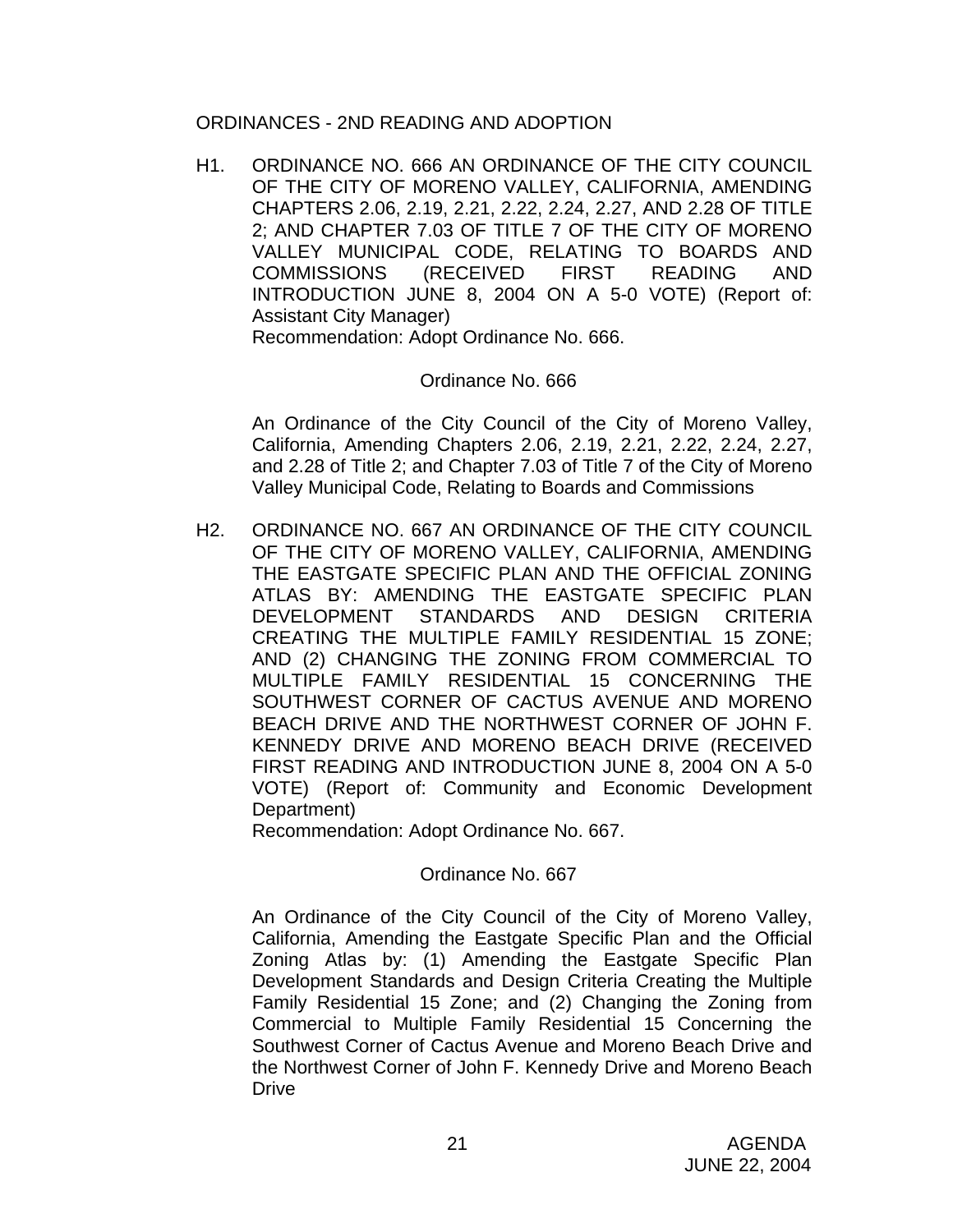ORDINANCES - 2ND READING AND ADOPTION

H1. ORDINANCE NO. 666 AN ORDINANCE OF THE CITY COUNCIL OF THE CITY OF MORENO VALLEY, CALIFORNIA, AMENDING CHAPTERS 2.06, 2.19, 2.21, 2.22, 2.24, 2.27, AND 2.28 OF TITLE 2; AND CHAPTER 7.03 OF TITLE 7 OF THE CITY OF MORENO VALLEY MUNICIPAL CODE, RELATING TO BOARDS AND COMMISSIONS (RECEIVED FIRST READING AND INTRODUCTION JUNE 8, 2004 ON A 5-0 VOTE) (Report of: Assistant City Manager)
Recommendation: Adopt Ordinance No. 666.

Ordinance No. 666

An Ordinance of the City Council of the City of Moreno Valley, California, Amending Chapters 2.06, 2.19, 2.21, 2.22, 2.24, 2.27, and 2.28 of Title 2; and Chapter 7.03 of Title 7 of the City of Moreno Valley Municipal Code, Relating to Boards and Commissions

H2. ORDINANCE NO. 667 AN ORDINANCE OF THE CITY COUNCIL OF THE CITY OF MORENO VALLEY, CALIFORNIA, AMENDING THE EASTGATE SPECIFIC PLAN AND THE OFFICIAL ZONING ATLAS BY: AMENDING THE EASTGATE SPECIFIC PLAN DEVELOPMENT STANDARDS AND DESIGN CRITERIA CREATING THE MULTIPLE FAMILY RESIDENTIAL 15 ZONE; AND (2) CHANGING THE ZONING FROM COMMERCIAL TO MULTIPLE FAMILY RESIDENTIAL 15 CONCERNING THE SOUTHWEST CORNER OF CACTUS AVENUE AND MORENO BEACH DRIVE AND THE NORTHWEST CORNER OF JOHN F. KENNEDY DRIVE AND MORENO BEACH DRIVE (RECEIVED FIRST READING AND INTRODUCTION JUNE 8, 2004 ON A 5-0 VOTE) (Report of: Community and Economic Development Department)
Recommendation: Adopt Ordinance No. 667.

Ordinance No. 667

An Ordinance of the City Council of the City of Moreno Valley, California, Amending the Eastgate Specific Plan and the Official Zoning Atlas by: (1) Amending the Eastgate Specific Plan Development Standards and Design Criteria Creating the Multiple Family Residential 15 Zone; and (2) Changing the Zoning from Commercial to Multiple Family Residential 15 Concerning the Southwest Corner of Cactus Avenue and Moreno Beach Drive and the Northwest Corner of John F. Kennedy Drive and Moreno Beach Drive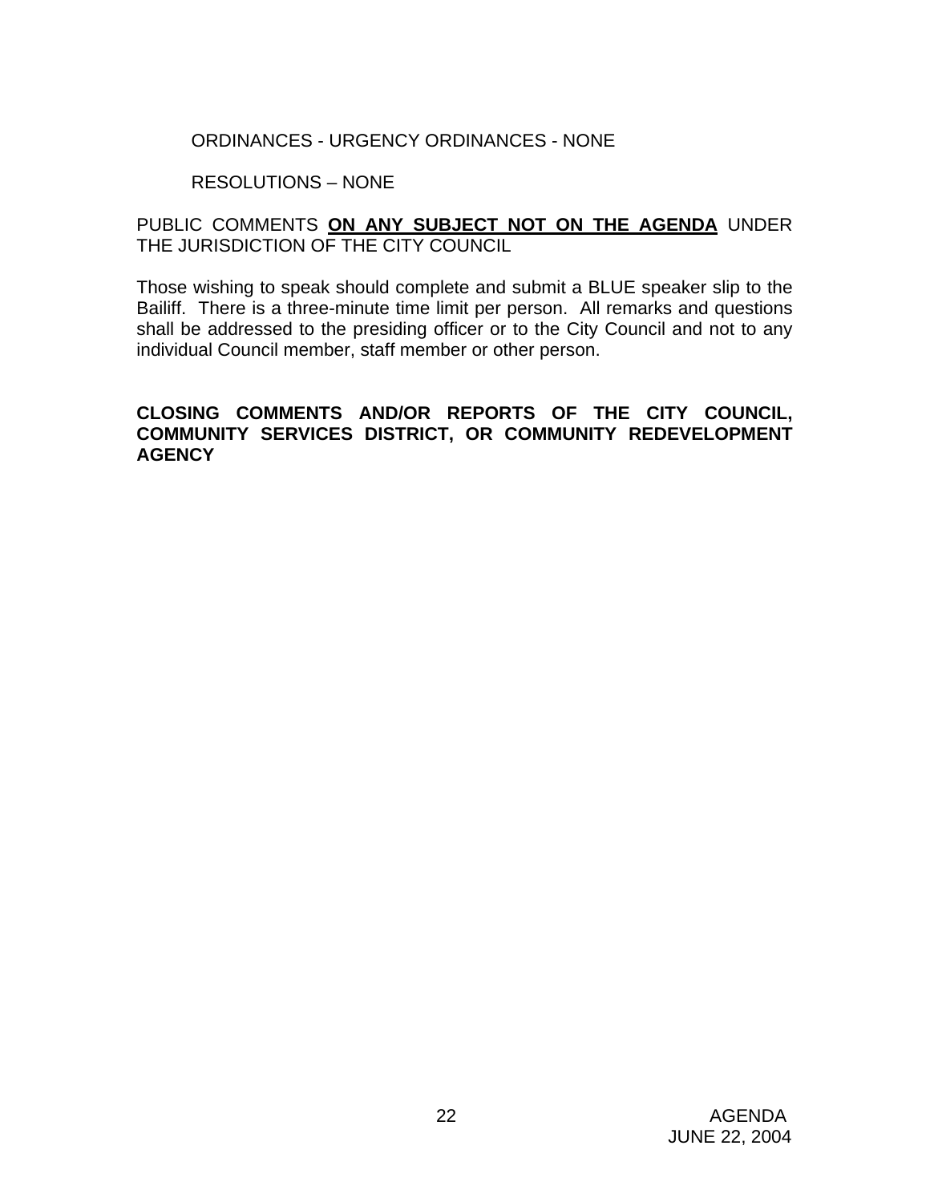ORDINANCES - URGENCY ORDINANCES - NONE

RESOLUTIONS – NONE

PUBLIC COMMENTS **ON ANY SUBJECT NOT ON THE AGENDA** UNDER THE JURISDICTION OF THE CITY COUNCIL

Those wishing to speak should complete and submit a BLUE speaker slip to the Bailiff. There is a three-minute time limit per person. All remarks and questions shall be addressed to the presiding officer or to the City Council and not to any individual Council member, staff member or other person.

**CLOSING COMMENTS AND/OR REPORTS OF THE CITY COUNCIL, COMMUNITY SERVICES DISTRICT, OR COMMUNITY REDEVELOPMENT AGENCY**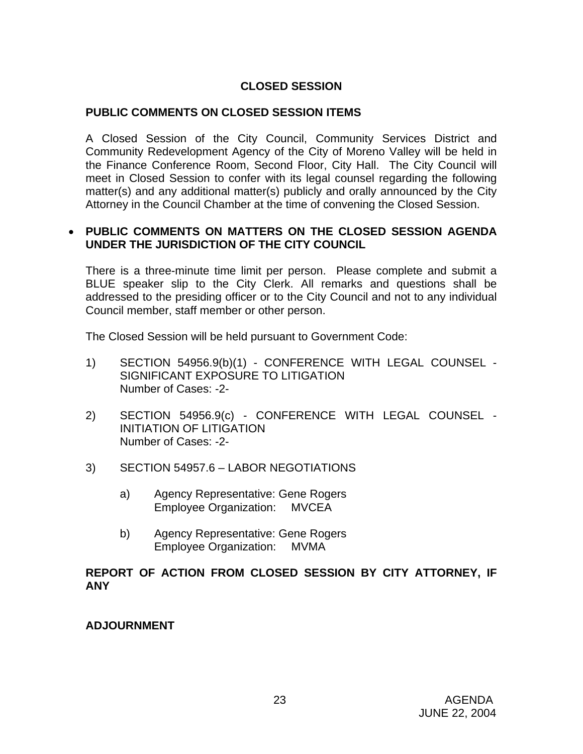## CLOSED SESSION

**PUBLIC COMMENTS ON CLOSED SESSION ITEMS**

A Closed Session of the City Council, Community Services District and Community Redevelopment Agency of the City of Moreno Valley will be held in the Finance Conference Room, Second Floor, City Hall. The City Council will meet in Closed Session to confer with its legal counsel regarding the following matter(s) and any additional matter(s) publicly and orally announced by the City Attorney in the Council Chamber at the time of convening the Closed Session.

- **PUBLIC COMMENTS ON MATTERS ON THE CLOSED SESSION AGENDA UNDER THE JURISDICTION OF THE CITY COUNCIL**

There is a three-minute time limit per person. Please complete and submit a BLUE speaker slip to the City Clerk. All remarks and questions shall be addressed to the presiding officer or to the City Council and not to any individual Council member, staff member or other person.

The Closed Session will be held pursuant to Government Code:

1) SECTION 54956.9(b)(1) - CONFERENCE WITH LEGAL COUNSEL - SIGNIFICANT EXPOSURE TO LITIGATION
   Number of Cases: -2-

2) SECTION 54956.9(c) - CONFERENCE WITH LEGAL COUNSEL - INITIATION OF LITIGATION
   Number of Cases: -2-

3) SECTION 54957.6 – LABOR NEGOTIATIONS

   a) Agency Representative: Gene Rogers
      Employee Organization: MVCEA

   b) Agency Representative: Gene Rogers
      Employee Organization: MVMA

**REPORT OF ACTION FROM CLOSED SESSION BY CITY ATTORNEY, IF ANY**

**ADJOURNMENT**